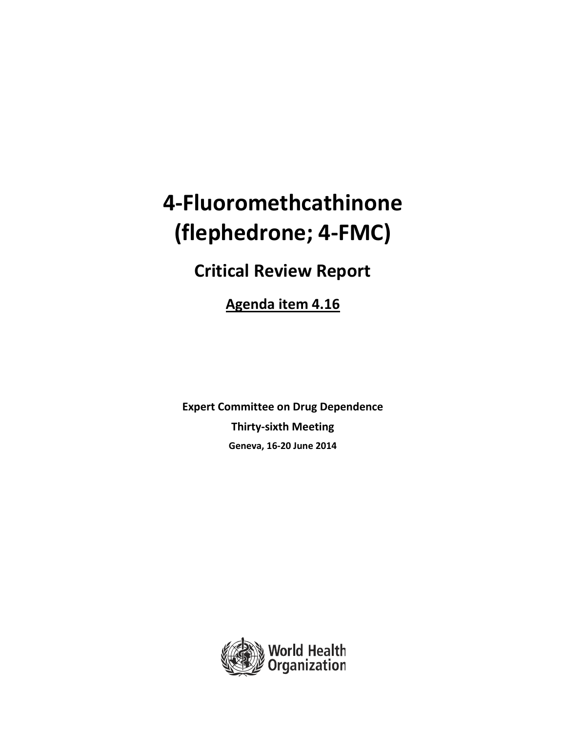# 4-Fluoromethcathinone (flephedrone; 4-FMC)

## Critical Review Report

**Agenda item 4.16**

**Expert Committee on Drug Dependence**

**Thirty-sixth Meeting**

**Geneva, 16-20 June 2014**

World Health Organization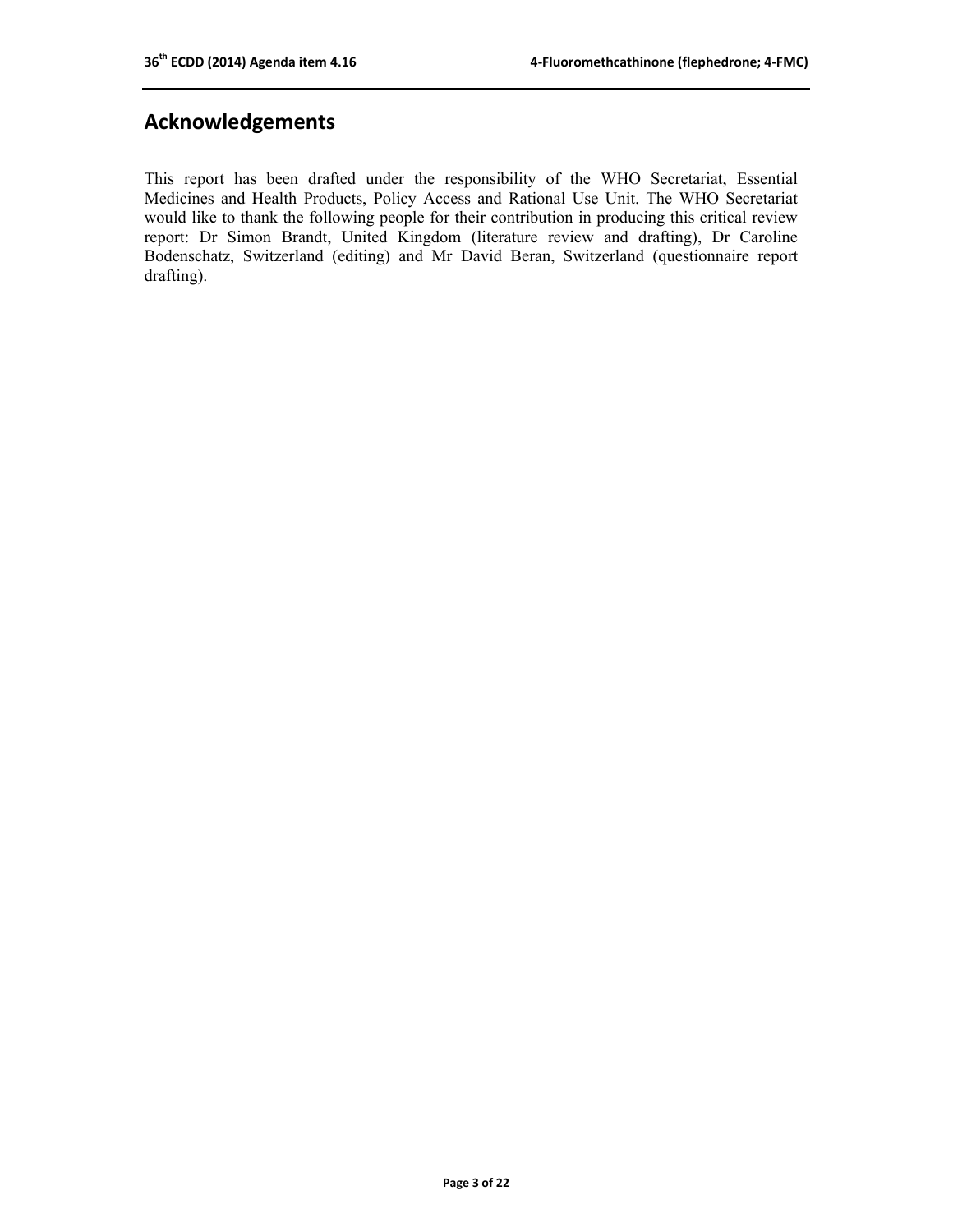## Acknowledgements

This report has been drafted under the responsibility of the WHO Secretariat, Essential Medicines and Health Products, Policy Access and Rational Use Unit. The WHO Secretariat would like to thank the following people for their contribution in producing this critical review report: Dr Simon Brandt, United Kingdom (literature review and drafting), Dr Caroline Bodenschatz, Switzerland (editing) and Mr David Beran, Switzerland (questionnaire report drafting).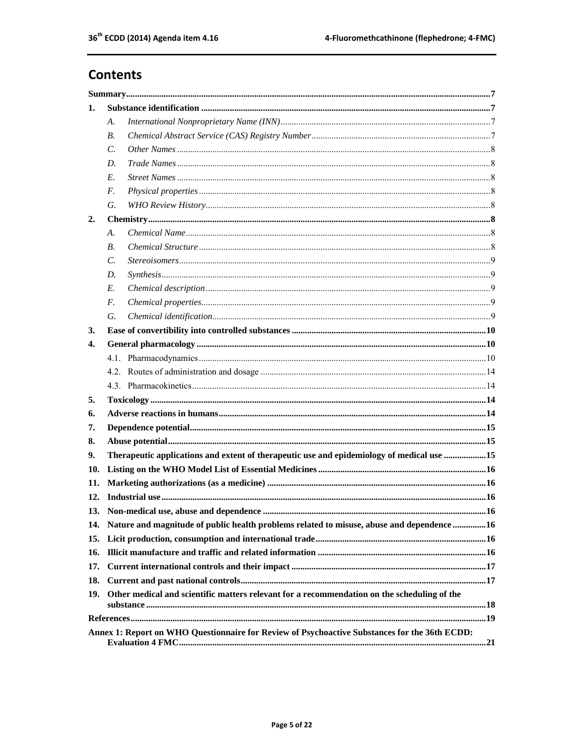# Contents

- **Summary** ..... 7
- **1. Substance identification** ..... 7
  - *A. International Nonproprietary Name (INN)* ..... 7
  - *B. Chemical Abstract Service (CAS) Registry Number* ..... 7
  - *C. Other Names* ..... 8
  - *D. Trade Names* ..... 8
  - *E. Street Names* ..... 8
  - *F. Physical properties* ..... 8
  - *G. WHO Review History* ..... 8
- **2. Chemistry** ..... 8
  - *A. Chemical Name* ..... 8
  - *B. Chemical Structure* ..... 8
  - *C. Stereoisomers* ..... 9
  - *D. Synthesis* ..... 9
  - *E. Chemical description* ..... 9
  - *F. Chemical properties* ..... 9
  - *G. Chemical identification* ..... 9
- **3. Ease of convertibility into controlled substances** ..... 10
- **4. General pharmacology** ..... 10
  - 4.1. Pharmacodynamics ..... 10
  - 4.2. Routes of administration and dosage ..... 14
  - 4.3. Pharmacokinetics ..... 14
- **5. Toxicology** ..... 14
- **6. Adverse reactions in humans** ..... 14
- **7. Dependence potential** ..... 15
- **8. Abuse potential** ..... 15
- **9. Therapeutic applications and extent of therapeutic use and epidemiology of medical use** ..... 15
- **10. Listing on the WHO Model List of Essential Medicines** ..... 16
- **11. Marketing authorizations (as a medicine)** ..... 16
- **12. Industrial use** ..... 16
- **13. Non-medical use, abuse and dependence** ..... 16
- **14. Nature and magnitude of public health problems related to misuse, abuse and dependence** ..... 16
- **15. Licit production, consumption and international trade** ..... 16
- **16. Illicit manufacture and traffic and related information** ..... 16
- **17. Current international controls and their impact** ..... 17
- **18. Current and past national controls** ..... 17
- **19. Other medical and scientific matters relevant for a recommendation on the scheduling of the substance** ..... 18
- **References** ..... 19
- **Annex 1: Report on WHO Questionnaire for Review of Psychoactive Substances for the 36th ECDD: Evaluation 4 FMC** ..... 21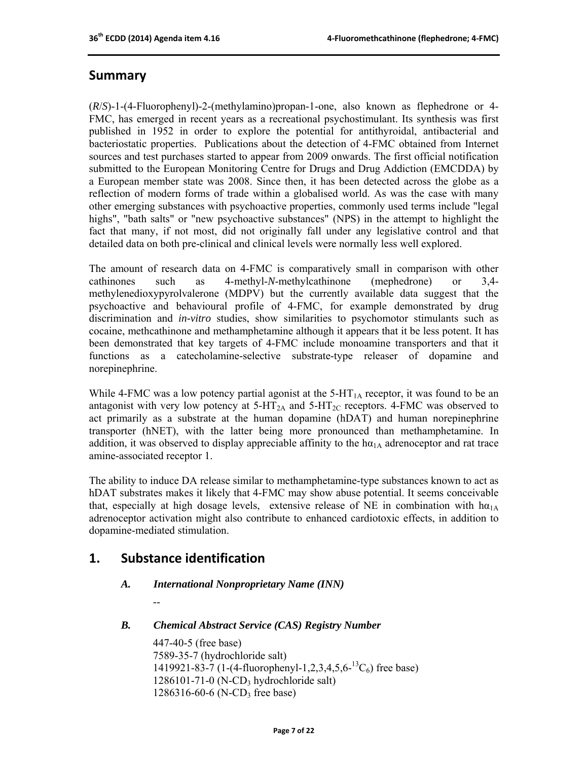## Summary

(*R*/*S*)-1-(4-Fluorophenyl)-2-(methylamino)propan-1-one, also known as flephedrone or 4-FMC, has emerged in recent years as a recreational psychostimulant. Its synthesis was first published in 1952 in order to explore the potential for antithyroidal, antibacterial and bacteriostatic properties. Publications about the detection of 4-FMC obtained from Internet sources and test purchases started to appear from 2009 onwards. The first official notification submitted to the European Monitoring Centre for Drugs and Drug Addiction (EMCDDA) by a European member state was 2008. Since then, it has been detected across the globe as a reflection of modern forms of trade within a globalised world. As was the case with many other emerging substances with psychoactive properties, commonly used terms include "legal highs", "bath salts" or "new psychoactive substances" (NPS) in the attempt to highlight the fact that many, if not most, did not originally fall under any legislative control and that detailed data on both pre-clinical and clinical levels were normally less well explored.

The amount of research data on 4-FMC is comparatively small in comparison with other cathinones such as 4-methyl-*N*-methylcathinone (mephedrone) or 3,4-methylenedioxypyrolvalerone (MDPV) but the currently available data suggest that the psychoactive and behavioural profile of 4-FMC, for example demonstrated by drug discrimination and *in-vitro* studies, show similarities to psychomotor stimulants such as cocaine, methcathinone and methamphetamine although it appears that it be less potent. It has been demonstrated that key targets of 4-FMC include monoamine transporters and that it functions as a catecholamine-selective substrate-type releaser of dopamine and norepinephrine.

While 4-FMC was a low potency partial agonist at the $5\text{-HT}_{1A}$ receptor, it was found to be an antagonist with very low potency at $5\text{-HT}_{2A}$ and $5\text{-HT}_{2C}$ receptors. 4-FMC was observed to act primarily as a substrate at the human dopamine (hDAT) and human norepinephrine transporter (hNET), with the latter being more pronounced than methamphetamine. In addition, it was observed to display appreciable affinity to the $h\alpha_{1A}$ adrenoceptor and rat trace amine-associated receptor 1.

The ability to induce DA release similar to methamphetamine-type substances known to act as hDAT substrates makes it likely that 4-FMC may show abuse potential. It seems conceivable that, especially at high dosage levels, extensive release of NE in combination with $h\alpha_{1A}$ adrenoceptor activation might also contribute to enhanced cardiotoxic effects, in addition to dopamine-mediated stimulation.

## 1. Substance identification

### *A. International Nonproprietary Name (INN)*

--

### *B. Chemical Abstract Service (CAS) Registry Number*

447-40-5 (free base)
7589-35-7 (hydrochloride salt)
1419921-83-7 (1-(4-fluorophenyl-1,2,3,4,5,6-$^{13}C_6$) free base)
1286101-71-0 (N-$CD_3$ hydrochloride salt)
1286316-60-6 (N-$CD_3$ free base)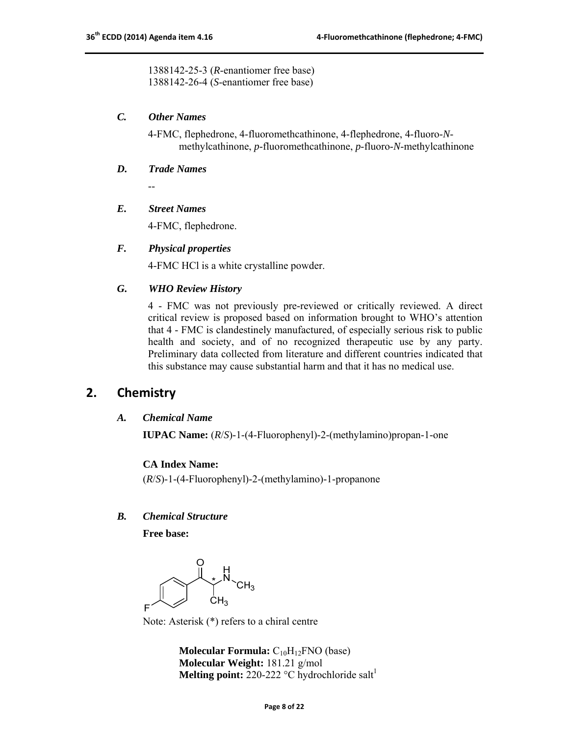1388142-25-3 (*R*-enantiomer free base)
1388142-26-4 (*S*-enantiomer free base)

### *C. Other Names*

4-FMC, flephedrone, 4-fluoromethcathinone, 4-flephedrone, 4-fluoro-*N*-methylcathinone, *p*-fluoromethcathinone, *p*-fluoro-*N*-methylcathinone

### *D. Trade Names*

--

### *E. Street Names*

4-FMC, flephedrone.

### *F. Physical properties*

4-FMC HCl is a white crystalline powder.

### *G. WHO Review History*

4 - FMC was not previously pre-reviewed or critically reviewed. A direct critical review is proposed based on information brought to WHO's attention that 4 - FMC is clandestinely manufactured, of especially serious risk to public health and society, and of no recognized therapeutic use by any party. Preliminary data collected from literature and different countries indicated that this substance may cause substantial harm and that it has no medical use.

## 2. Chemistry

### *A. Chemical Name*

**IUPAC Name:** (*R*/*S*)-1-(4-Fluorophenyl)-2-(methylamino)propan-1-one

**CA Index Name:**
(*R*/*S*)-1-(4-Fluorophenyl)-2-(methylamino)-1-propanone

### *B. Chemical Structure*

**Free base:**

Note: Asterisk (*) refers to a chiral centre

**Molecular Formula:** $C_{10}H_{12}FNO$ (base)
**Molecular Weight:** 181.21 g/mol
**Melting point:** 220-222 °C hydrochloride salt[1]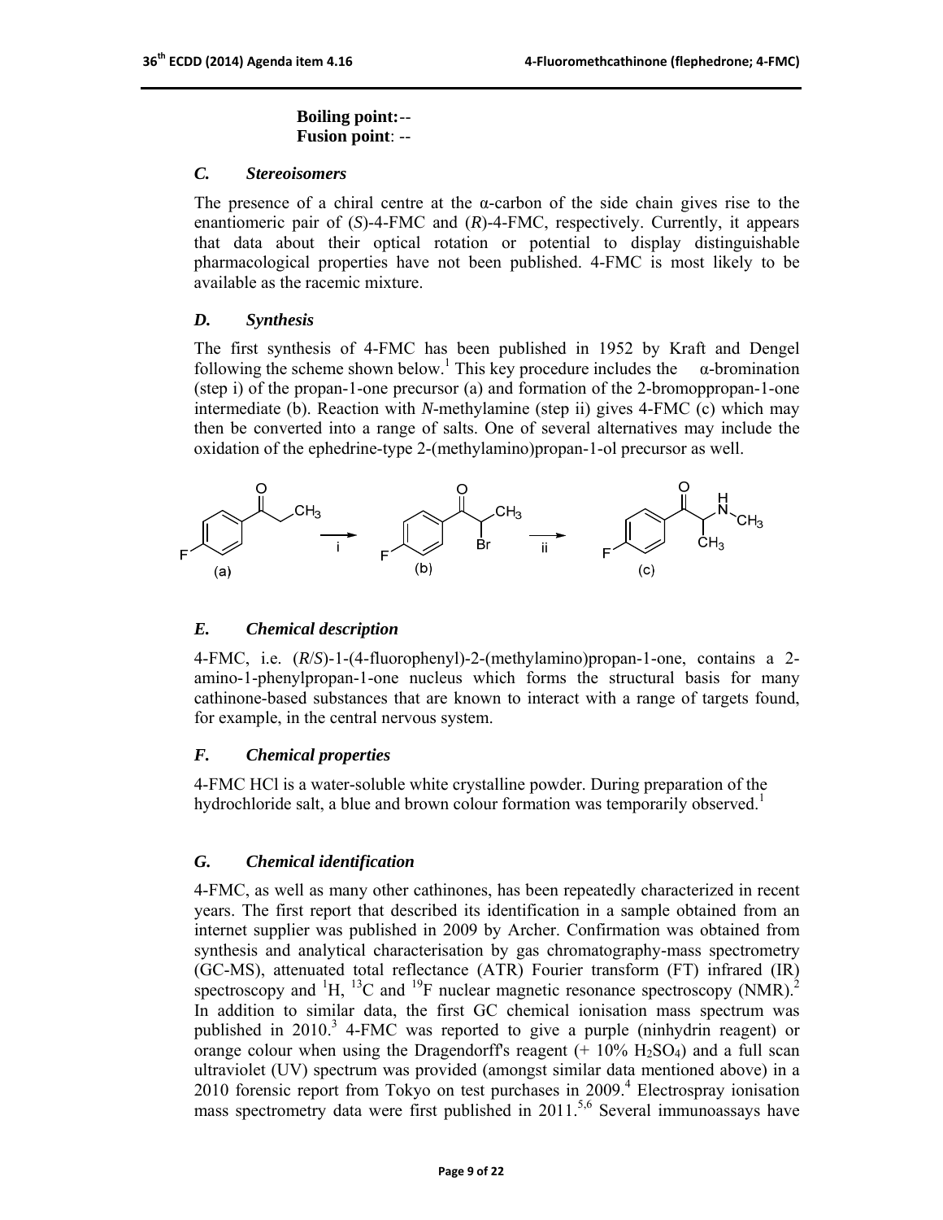**Boiling point:**--
**Fusion point**: --

### *C. Stereoisomers*

The presence of a chiral centre at the α-carbon of the side chain gives rise to the enantiomeric pair of (*S*)-4-FMC and (*R*)-4-FMC, respectively. Currently, it appears that data about their optical rotation or potential to display distinguishable pharmacological properties have not been published. 4-FMC is most likely to be available as the racemic mixture.

### *D. Synthesis*

The first synthesis of 4-FMC has been published in 1952 by Kraft and Dengel following the scheme shown below.[1] This key procedure includes the α-bromination (step i) of the propan-1-one precursor (a) and formation of the 2-bromoppropan-1-one intermediate (b). Reaction with *N*-methylamine (step ii) gives 4-FMC (c) which may then be converted into a range of salts. One of several alternatives may include the oxidation of the ephedrine-type 2-(methylamino)propan-1-ol precursor as well.

### *E. Chemical description*

4-FMC, i.e. (*R*/*S*)-1-(4-fluorophenyl)-2-(methylamino)propan-1-one, contains a 2-amino-1-phenylpropan-1-one nucleus which forms the structural basis for many cathinone-based substances that are known to interact with a range of targets found, for example, in the central nervous system.

### *F. Chemical properties*

4-FMC HCl is a water-soluble white crystalline powder. During preparation of the hydrochloride salt, a blue and brown colour formation was temporarily observed.[1]

### *G. Chemical identification*

4-FMC, as well as many other cathinones, has been repeatedly characterized in recent years. The first report that described its identification in a sample obtained from an internet supplier was published in 2009 by Archer. Confirmation was obtained from synthesis and analytical characterisation by gas chromatography-mass spectrometry (GC-MS), attenuated total reflectance (ATR) Fourier transform (FT) infrared (IR) spectroscopy and $^{1}H$, $^{13}C$ and $^{19}F$ nuclear magnetic resonance spectroscopy (NMR).[2] In addition to similar data, the first GC chemical ionisation mass spectrum was published in 2010.[3] 4-FMC was reported to give a purple (ninhydrin reagent) or orange colour when using the Dragendorff's reagent (+ 10% $H_2SO_4$) and a full scan ultraviolet (UV) spectrum was provided (amongst similar data mentioned above) in a 2010 forensic report from Tokyo on test purchases in 2009.[4] Electrospray ionisation mass spectrometry data were first published in 2011.[5,6] Several immunoassays have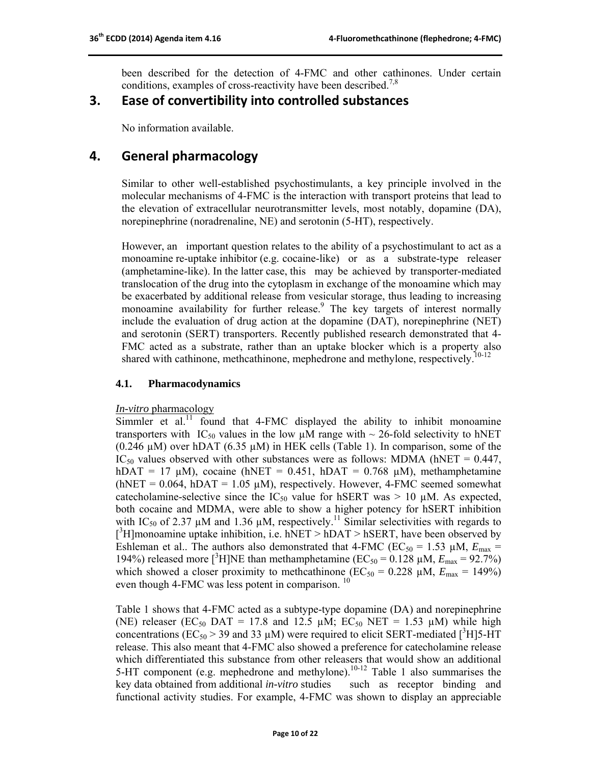been described for the detection of 4-FMC and other cathinones. Under certain conditions, examples of cross-reactivity have been described.[7,8]

## 3. Ease of convertibility into controlled substances

No information available.

## 4. General pharmacology

Similar to other well-established psychostimulants, a key principle involved in the molecular mechanisms of 4-FMC is the interaction with transport proteins that lead to the elevation of extracellular neurotransmitter levels, most notably, dopamine (DA), norepinephrine (noradrenaline, NE) and serotonin (5-HT), respectively.

However, an important question relates to the ability of a psychostimulant to act as a monoamine re-uptake inhibitor (e.g. cocaine-like) or as a substrate-type releaser (amphetamine-like). In the latter case, this may be achieved by transporter-mediated translocation of the drug into the cytoplasm in exchange of the monoamine which may be exacerbated by additional release from vesicular storage, thus leading to increasing monoamine availability for further release.[9] The key targets of interest normally include the evaluation of drug action at the dopamine (DAT), norepinephrine (NET) and serotonin (SERT) transporters. Recently published research demonstrated that 4-FMC acted as a substrate, rather than an uptake blocker which is a property also shared with cathinone, methcathinone, mephedrone and methylone, respectively.[10-12]

### 4.1. Pharmacodynamics

*In-vitro* pharmacology

Simmler et al.[11] found that 4-FMC displayed the ability to inhibit monoamine transporters with $IC_{50}$ values in the low μM range with ~ 26-fold selectivity to hNET (0.246 μM) over hDAT (6.35 μM) in HEK cells (Table 1). In comparison, some of the $IC_{50}$ values observed with other substances were as follows: MDMA (hNET = 0.447, hDAT = 17 μM), cocaine (hNET = 0.451, hDAT = 0.768 μM), methamphetamine (hNET = 0.064, hDAT = 1.05 μM), respectively. However, 4-FMC seemed somewhat catecholamine-selective since the $IC_{50}$ value for hSERT was > 10 μM. As expected, both cocaine and MDMA, were able to show a higher potency for hSERT inhibition with $IC_{50}$ of 2.37 μM and 1.36 μM, respectively.[11] Similar selectivities with regards to [$^3$H]monoamine uptake inhibition, i.e. hNET > hDAT > hSERT, have been observed by Eshleman et al.. The authors also demonstrated that 4-FMC ($EC_{50}$ = 1.53 μM, $E_{max}$ = 194%) released more [$^3$H]NE than methamphetamine ($EC_{50}$ = 0.128 μM, $E_{max}$ = 92.7%) which showed a closer proximity to methcathinone ($EC_{50}$ = 0.228 μM, $E_{max}$ = 149%) even though 4-FMC was less potent in comparison.[10]

Table 1 shows that 4-FMC acted as a subtype-type dopamine (DA) and norepinephrine (NE) releaser ($EC_{50}$ DAT = 17.8 and 12.5 μM; $EC_{50}$ NET = 1.53 μM) while high concentrations ($EC_{50}$ > 39 and 33 μM) were required to elicit SERT-mediated [$^3$H]5-HT release. This also meant that 4-FMC also showed a preference for catecholamine release which differentiated this substance from other releasers that would show an additional 5-HT component (e.g. mephedrone and methylone).[10-12] Table 1 also summarises the key data obtained from additional *in-vitro* studies such as receptor binding and functional activity studies. For example, 4-FMC was shown to display an appreciable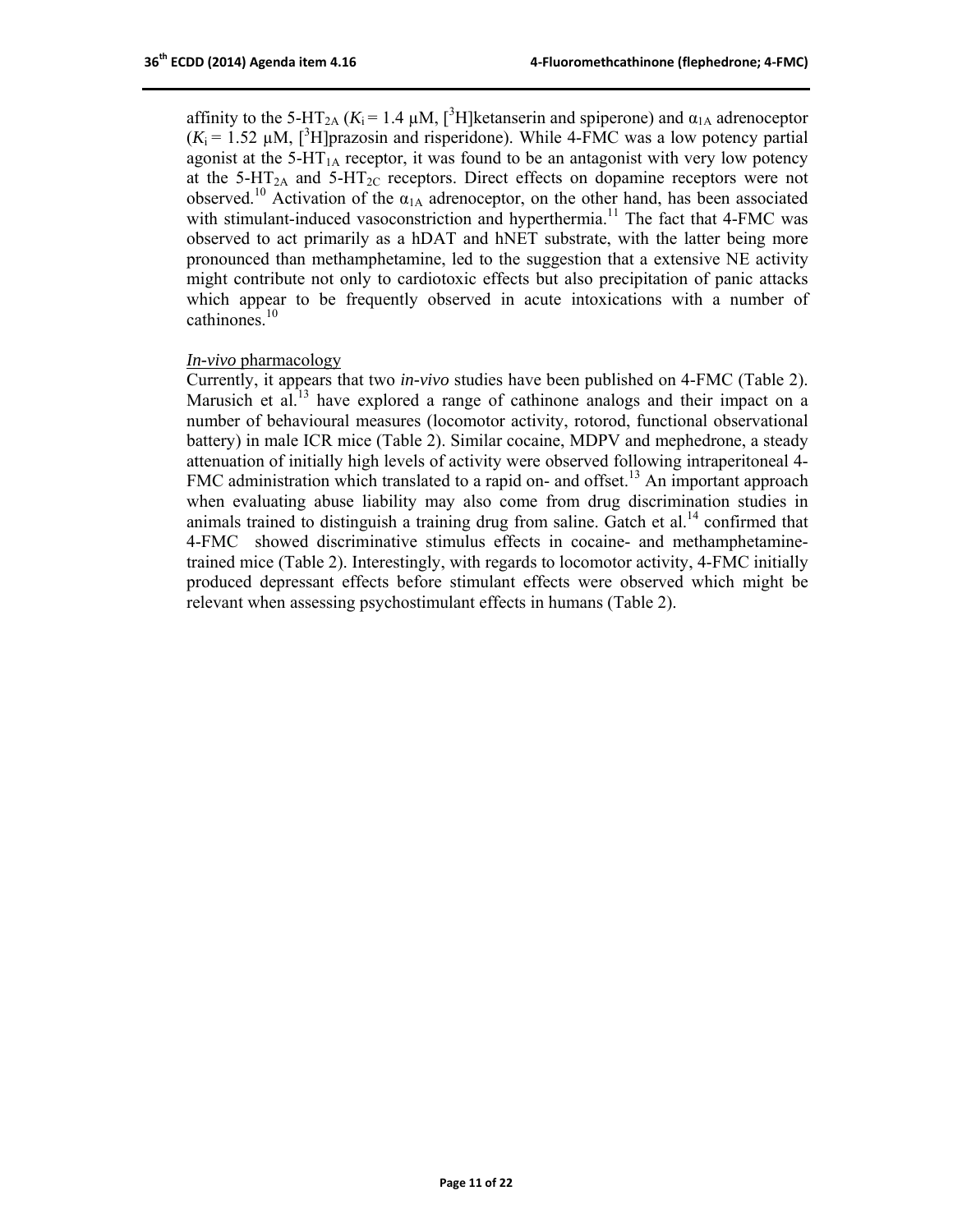affinity to the 5-$HT_{2A}$ ($K_i$ = 1.4 μM, [$^3$H]ketanserin and spiperone) and $\alpha_{1A}$ adrenoceptor ($K_i$ = 1.52 μM, [$^3$H]prazosin and risperidone). While 4-FMC was a low potency partial agonist at the 5-$HT_{1A}$ receptor, it was found to be an antagonist with very low potency at the 5-$HT_{2A}$ and 5-$HT_{2C}$ receptors. Direct effects on dopamine receptors were not observed.[10] Activation of the $\alpha_{1A}$ adrenoceptor, on the other hand, has been associated with stimulant-induced vasoconstriction and hyperthermia.[11] The fact that 4-FMC was observed to act primarily as a hDAT and hNET substrate, with the latter being more pronounced than methamphetamine, led to the suggestion that a extensive NE activity might contribute not only to cardiotoxic effects but also precipitation of panic attacks which appear to be frequently observed in acute intoxications with a number of cathinones.[10]

<u>*In-vivo* pharmacology</u>

Currently, it appears that two *in-vivo* studies have been published on 4-FMC (Table 2). Marusich et al.[13] have explored a range of cathinone analogs and their impact on a number of behavioural measures (locomotor activity, rotorod, functional observational battery) in male ICR mice (Table 2). Similar cocaine, MDPV and mephedrone, a steady attenuation of initially high levels of activity were observed following intraperitoneal 4-FMC administration which translated to a rapid on- and offset.[13] An important approach when evaluating abuse liability may also come from drug discrimination studies in animals trained to distinguish a training drug from saline. Gatch et al.[14] confirmed that 4-FMC showed discriminative stimulus effects in cocaine- and methamphetamine-trained mice (Table 2). Interestingly, with regards to locomotor activity, 4-FMC initially produced depressant effects before stimulant effects were observed which might be relevant when assessing psychostimulant effects in humans (Table 2).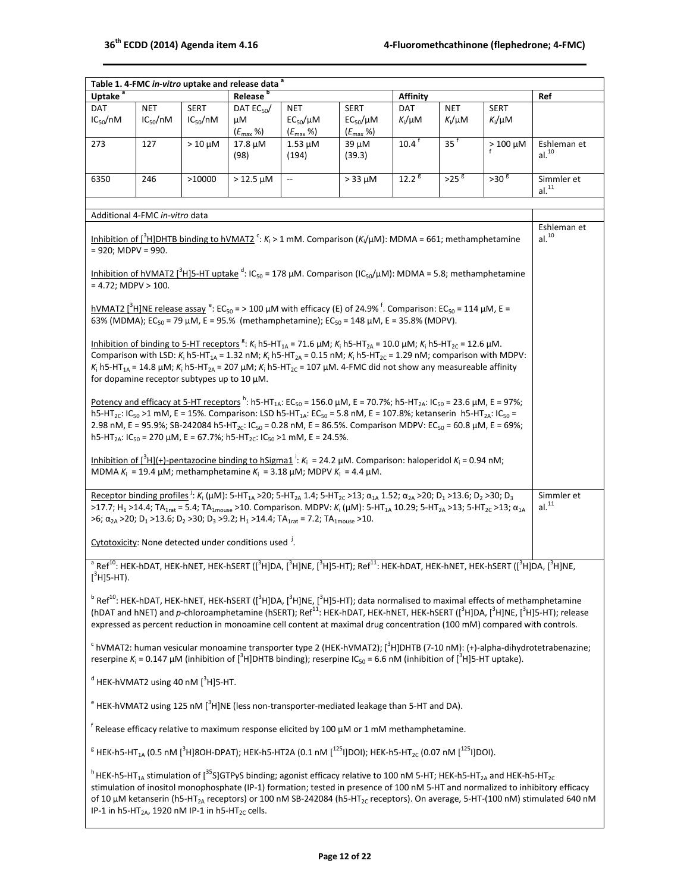**Table 1. 4-FMC *in-vitro* uptake and release data** [a]

| Uptake [a] | | | Release [b] | | | Affinity | | | Ref |
|---|---|---|---|---|---|---|---|---|---|
| DAT $IC_{50}$/nM | NET $IC_{50}$/nM | SERT $IC_{50}$/nM | DAT $EC_{50}$/ μM ($E_{max}$ %) | NET $EC_{50}$/μM ($E_{max}$ %) | SERT $EC_{50}$/μM ($E_{max}$ %) | DAT $K_i$/μM | NET $K_i$/μM | SERT $K_i$/μM | |
| 273 | 127 | > 10 μM | 17.8 μM (98) | 1.53 μM (194) | 39 μM (39.3) | 10.4 [f] | 35 [f] | > 100 μM [f] | Eshleman et al.[10] |
| 6350 | 246 | >10000 | > 12.5 μM | -- | > 33 μM | 12.2 [g] | >25 [g] | >30 [g] | Simmler et al.[11] |

**Additional 4-FMC *in-vitro* data**

*Ref: Eshleman et al.[10]*

Inhibition of [$^3$H]DHTB binding to hVMAT2 [c]: $K_i$ > 1 mM. Comparison ($K_i$/μM): MDMA = 661; methamphetamine = 920; MDPV = 990.

Inhibition of hVMAT2 [$^3$H]5-HT uptake [d]: $IC_{50}$ = 178 μM. Comparison ($IC_{50}$/μM): MDMA = 5.8; methamphetamine = 4.72; MDPV > 100.

hVMAT2 [$^3$H]NE release assay [e]: $EC_{50}$ = > 100 μM with efficacy (E) of 24.9% [f]. Comparison: $EC_{50}$ = 114 μM, E = 63% (MDMA); $EC_{50}$ = 79 μM, E = 95.% (methamphetamine); $EC_{50}$ = 148 μM, E = 35.8% (MDPV).

Inhibition of binding to 5-HT receptors [g]: $K_i$ h5-$HT_{1A}$ = 71.6 μM; $K_i$ h5-$HT_{2A}$ = 10.0 μM; $K_i$ h5-$HT_{2C}$ = 12.6 μM. Comparison with LSD: $K_i$ h5-$HT_{1A}$ = 1.32 nM; $K_i$ h5-$HT_{2A}$ = 0.15 nM; $K_i$ h5-$HT_{2C}$ = 1.29 nM; comparison with MDPV: $K_i$ h5-$HT_{1A}$ = 14.8 μM; $K_i$ h5-$HT_{2A}$ = 207 μM; $K_i$ h5-$HT_{2C}$ = 107 μM. 4-FMC did not show any measureable affinity for dopamine receptor subtypes up to 10 μM.

Potency and efficacy at 5-HT receptors [h]: h5-$HT_{1A}$: $EC_{50}$ = 156.0 μM, E = 70.7%; h5-$HT_{2A}$: $IC_{50}$ = 23.6 μM, E = 97%; h5-$HT_{2C}$: $IC_{50}$ >1 mM, E = 15%. Comparison: LSD h5-$HT_{1A}$: $EC_{50}$ = 5.8 nM, E = 107.8%; ketanserin h5-$HT_{2A}$: $IC_{50}$ = 2.98 nM, E = 95.9%; SB-242084 h5-$HT_{2C}$: $IC_{50}$ = 0.28 nM, E = 86.5%. Comparison MDPV: $EC_{50}$ = 60.8 μM, E = 69%; h5-$HT_{2A}$: $IC_{50}$ = 270 μM, E = 67.7%; h5-$HT_{2C}$: $IC_{50}$ >1 mM, E = 24.5%.

Inhibition of [$^3$H](+)-pentazocine binding to hSigma1 [i]: $K_i$ = 24.2 μM. Comparison: haloperidol $K_i$ = 0.94 nM; MDMA $K_i$ = 19.4 μM; methamphetamine $K_i$ = 3.18 μM; MDPV $K_i$ = 4.4 μM.

*Ref: Simmler et al.[11]*

Receptor binding profiles [j]: $K_i$ (μM): 5-$HT_{1A}$ >20; 5-$HT_{2A}$ 1.4; 5-$HT_{2C}$ >13; $\alpha_{1A}$ 1.52; $\alpha_{2A}$ >20; $D_1$ >13.6; $D_2$ >30; $D_3$ >17.7; $H_1$ >14.4; $TA_{1rat}$ = 5.4; $TA_{1mouse}$ >10. Comparison. MDPV: $K_i$ (μM): 5-$HT_{1A}$ 10.29; 5-$HT_{2A}$ >13; 5-$HT_{2C}$ >13; $\alpha_{1A}$ >6; $\alpha_{2A}$ >20; $D_1$ >13.6; $D_2$ >30; $D_3$ >9.2; $H_1$ >14.4; $TA_{1rat}$ = 7.2; $TA_{1mouse}$ >10.

Cytotoxicity: None detected under conditions used [j].

[a] Ref[10]: HEK-hDAT, HEK-hNET, HEK-hSERT ([$^3$H]DA, [$^3$H]NE, [$^3$H]5-HT); Ref[11]: HEK-hDAT, HEK-hNET, HEK-hSERT ([$^3$H]DA, [$^3$H]NE, [$^3$H]5-HT).

[b] Ref[10]: HEK-hDAT, HEK-hNET, HEK-hSERT ([$^3$H]DA, [$^3$H]NE, [$^3$H]5-HT); data normalised to maximal effects of methamphetamine (hDAT and hNET) and *p*-chloroamphetamine (hSERT); Ref[11]: HEK-hDAT, HEK-hNET, HEK-hSERT ([$^3$H]DA, [$^3$H]NE, [$^3$H]5-HT); release expressed as percent reduction in monoamine cell content at maximal drug concentration (100 mM) compared with controls.

[c] hVMAT2: human vesicular monoamine transporter type 2 (HEK-hVMAT2); [$^3$H]DHTB (7-10 nM): (+)-alpha-dihydrotetrabenazine; reserpine $K_i$ = 0.147 μM (inhibition of [$^3$H]DHTB binding); reserpine $IC_{50}$ = 6.6 nM (inhibition of [$^3$H]5-HT uptake).

[d] HEK-hVMAT2 using 40 nM [$^3$H]5-HT.

[e] HEK-hVMAT2 using 125 nM [$^3$H]NE (less non-transporter-mediated leakage than 5-HT and DA).

[f] Release efficacy relative to maximum response elicited by 100 μM or 1 mM methamphetamine.

[g] HEK-h5-$HT_{1A}$ (0.5 nM [$^3$H]8OH-DPAT); HEK-h5-HT2A (0.1 nM [$^{125}$I]DOI); HEK-h5-$HT_{2C}$ (0.07 nM [$^{125}$I]DOI).

[h] HEK-h5-$HT_{1A}$ stimulation of [$^{35}$S]GTPγS binding; agonist efficacy relative to 100 nM 5-HT; HEK-h5-$HT_{2A}$ and HEK-h5-$HT_{2C}$ stimulation of inositol monophosphate (IP-1) formation; tested in presence of 100 nM 5-HT and normalized to inhibitory efficacy of 10 μM ketanserin (h5-$HT_{2A}$ receptors) or 100 nM SB-242084 (h5-$HT_{2C}$ receptors). On average, 5-HT-(100 nM) stimulated 640 nM IP-1 in h5-$HT_{2A}$, 1920 nM IP-1 in h5-$HT_{2C}$ cells.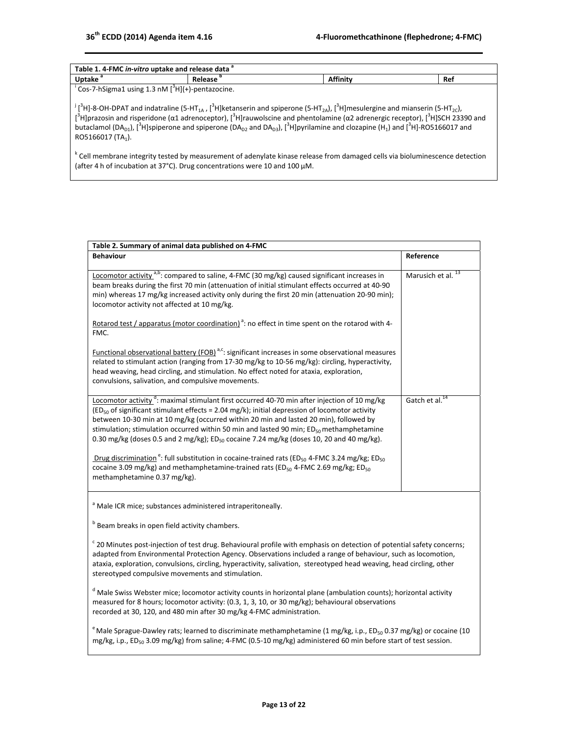| Table 1. 4-FMC *in-vitro* uptake and release data [a] | | | |
|---|---|---|---|
| Uptake [a] | Release [b] | Affinity | Ref |

[i] Cos-7-hSigma1 using 1.3 nM [$^3$H](+)-pentazocine.

[j] [$^3$H]-8-OH-DPAT and indatraline (5-$HT_{1A}$, [$^3$H]ketanserin and spiperone (5-$HT_{2A}$), [$^3$H]mesulergine and mianserin (5-$HT_{2C}$), [$^3$H]prazosin and risperidone (α1 adrenoceptor), [$^3$H]rauwolscine and phentolamine (α2 adrenergic receptor), [$^3$H]SCH 23390 and butaclamol ($DA_{D1}$), [$^3$H]spiperone and spiperone ($DA_{D2}$ and $DA_{D3}$), [$^3$H]pyrilamine and clozapine ($H_1$) and [$^3$H]-RO5166017 and RO5166017 ($TA_1$).

[k] Cell membrane integrity tested by measurement of adenylate kinase release from damaged cells via bioluminescence detection (after 4 h of incubation at 37°C). Drug concentrations were 10 and 100 µM.

| Table 2. Summary of animal data published on 4-FMC | |
|---|---|
| **Behaviour** | **Reference** |
| Locomotor activity [a,b]: compared to saline, 4-FMC (30 mg/kg) caused significant increases in beam breaks during the first 70 min (attenuation of initial stimulant effects occurred at 40-90 min) whereas 17 mg/kg increased activity only during the first 20 min (attenuation 20-90 min); locomotor activity not affected at 10 mg/kg.<br><br>Rotarod test / apparatus (motor coordination) [a]: no effect in time spent on the rotarod with 4-FMC.<br><br>Functional observational battery (FOB) [a,c]: significant increases in some observational measures related to stimulant action (ranging from 17-30 mg/kg to 10-56 mg/kg): circling, hyperactivity, head weaving, head circling, and stimulation. No effect noted for ataxia, exploration, convulsions, salivation, and compulsive movements. | Marusich et al. [13] |
| Locomotor activity [d]: maximal stimulant first occurred 40-70 min after injection of 10 mg/kg ($ED_{50}$ of significant stimulant effects = 2.04 mg/k); initial depression of locomotor activity between 10-30 min at 10 mg/kg (occurred within 20 min and lasted 20 min), followed by stimulation; stimulation occurred within 50 min and lasted 90 min; $ED_{50}$ methamphetamine 0.30 mg/kg (doses 0.5 and 2 mg/kg); $ED_{50}$ cocaine 7.24 mg/kg (doses 10, 20 and 40 mg/kg).<br><br>Drug discrimination [e]: full substitution in cocaine-trained rats ($ED_{50}$ 4-FMC 3.24 mg/kg; $ED_{50}$ cocaine 3.09 mg/kg) and methamphetamine-trained rats ($ED_{50}$ 4-FMC 2.69 mg/kg; $ED_{50}$ methamphetamine 0.37 mg/kg). | Gatch et al. [14] |

[a] Male ICR mice; substances administered intraperitoneally.

[b] Beam breaks in open field activity chambers.

[c] 20 Minutes post-injection of test drug. Behavioural profile with emphasis on detection of potential safety concerns; adapted from Environmental Protection Agency. Observations included a range of behaviour, such as locomotion, ataxia, exploration, convulsions, circling, hyperactivity, salivation, stereotyped head weaving, head circling, other stereotyped compulsive movements and stimulation.

[d] Male Swiss Webster mice; locomotor activity counts in horizontal plane (ambulation counts); horizontal activity measured for 8 hours; locomotor activity: (0.3, 1, 3, 10, or 30 mg/kg); behavioural observations recorded at 30, 120, and 480 min after 30 mg/kg 4-FMC administration.

[e] Male Sprague-Dawley rats; learned to discriminate methamphetamine (1 mg/kg, i.p., $ED_{50}$ 0.37 mg/kg) or cocaine (10 mg/kg, i.p., $ED_{50}$ 3.09 mg/kg) from saline; 4-FMC (0.5-10 mg/kg) administered 60 min before start of test session.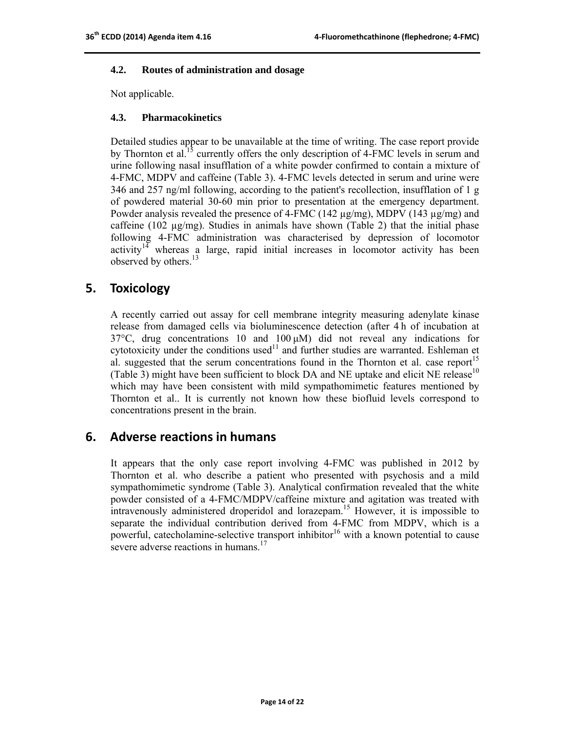### 4.2. Routes of administration and dosage

Not applicable.

### 4.3. Pharmacokinetics

Detailed studies appear to be unavailable at the time of writing. The case report provide by Thornton et al.[15] currently offers the only description of 4-FMC levels in serum and urine following nasal insufflation of a white powder confirmed to contain a mixture of 4-FMC, MDPV and caffeine (Table 3). 4-FMC levels detected in serum and urine were 346 and 257 ng/ml following, according to the patient's recollection, insufflation of 1 g of powdered material 30-60 min prior to presentation at the emergency department. Powder analysis revealed the presence of 4-FMC (142 µg/mg), MDPV (143 µg/mg) and caffeine (102 µg/mg). Studies in animals have shown (Table 2) that the initial phase following 4-FMC administration was characterised by depression of locomotor activity[14] whereas a large, rapid initial increases in locomotor activity has been observed by others.[13]

## 5. Toxicology

A recently carried out assay for cell membrane integrity measuring adenylate kinase release from damaged cells via bioluminescence detection (after 4 h of incubation at 37°C, drug concentrations 10 and 100 µM) did not reveal any indications for cytotoxicity under the conditions used[11] and further studies are warranted. Eshleman et al. suggested that the serum concentrations found in the Thornton et al. case report[15] (Table 3) might have been sufficient to block DA and NE uptake and elicit NE release[10] which may have been consistent with mild sympathomimetic features mentioned by Thornton et al.. It is currently not known how these biofluid levels correspond to concentrations present in the brain.

## 6. Adverse reactions in humans

It appears that the only case report involving 4-FMC was published in 2012 by Thornton et al. who describe a patient who presented with psychosis and a mild sympathomimetic syndrome (Table 3). Analytical confirmation revealed that the white powder consisted of a 4-FMC/MDPV/caffeine mixture and agitation was treated with intravenously administered droperidol and lorazepam.[15] However, it is impossible to separate the individual contribution derived from 4-FMC from MDPV, which is a powerful, catecholamine-selective transport inhibitor[16] with a known potential to cause severe adverse reactions in humans.[17]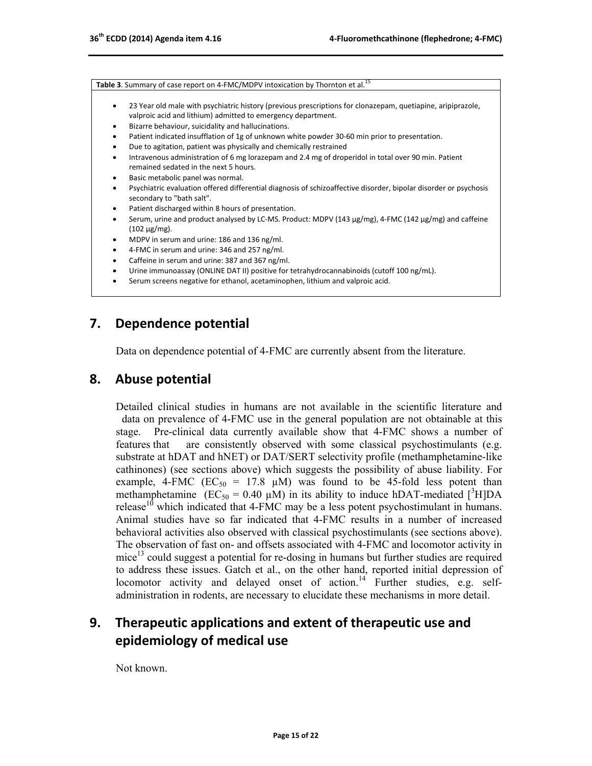**Table 3**. Summary of case report on 4-FMC/MDPV intoxication by Thornton et al.[15]

- 23 Year old male with psychiatric history (previous prescriptions for clonazepam, quetiapine, aripiprazole, valproic acid and lithium) admitted to emergency department.
- Bizarre behaviour, suicidality and hallucinations.
- Patient indicated insufflation of 1g of unknown white powder 30-60 min prior to presentation.
- Due to agitation, patient was physically and chemically restrained
- Intravenous administration of 6 mg lorazepam and 2.4 mg of droperidol in total over 90 min. Patient remained sedated in the next 5 hours.
- Basic metabolic panel was normal.
- Psychiatric evaluation offered differential diagnosis of schizoaffective disorder, bipolar disorder or psychosis secondary to "bath salt".
- Patient discharged within 8 hours of presentation.
- Serum, urine and product analysed by LC-MS. Product: MDPV (143 µg/mg), 4-FMC (142 µg/mg) and caffeine (102 µg/mg).
- MDPV in serum and urine: 186 and 136 ng/ml.
- 4-FMC in serum and urine: 346 and 257 ng/ml.
- Caffeine in serum and urine: 387 and 367 ng/ml.
- Urine immunoassay (ONLINE DAT II) positive for tetrahydrocannabinoids (cutoff 100 ng/mL).
- Serum screens negative for ethanol, acetaminophen, lithium and valproic acid.

## 7. Dependence potential

Data on dependence potential of 4-FMC are currently absent from the literature.

## 8. Abuse potential

Detailed clinical studies in humans are not available in the scientific literature and data on prevalence of 4-FMC use in the general population are not obtainable at this stage. Pre-clinical data currently available show that 4-FMC shows a number of features that are consistently observed with some classical psychostimulants (e.g. substrate at hDAT and hNET) or DAT/SERT selectivity profile (methamphetamine-like cathinones) (see sections above) which suggests the possibility of abuse liability. For example, 4-FMC ($EC_{50}$ = 17.8 µM) was found to be 45-fold less potent than methamphetamine ($EC_{50}$ = 0.40 µM) in its ability to induce hDAT-mediated [$^{3}$H]DA release[10] which indicated that 4-FMC may be a less potent psychostimulant in humans. Animal studies have so far indicated that 4-FMC results in a number of increased behavioral activities also observed with classical psychostimulants (see sections above). The observation of fast on- and offsets associated with 4-FMC and locomotor activity in mice[13] could suggest a potential for re-dosing in humans but further studies are required to address these issues. Gatch et al., on the other hand, reported initial depression of locomotor activity and delayed onset of action.[14] Further studies, e.g. self-administration in rodents, are necessary to elucidate these mechanisms in more detail.

## 9. Therapeutic applications and extent of therapeutic use and epidemiology of medical use

Not known.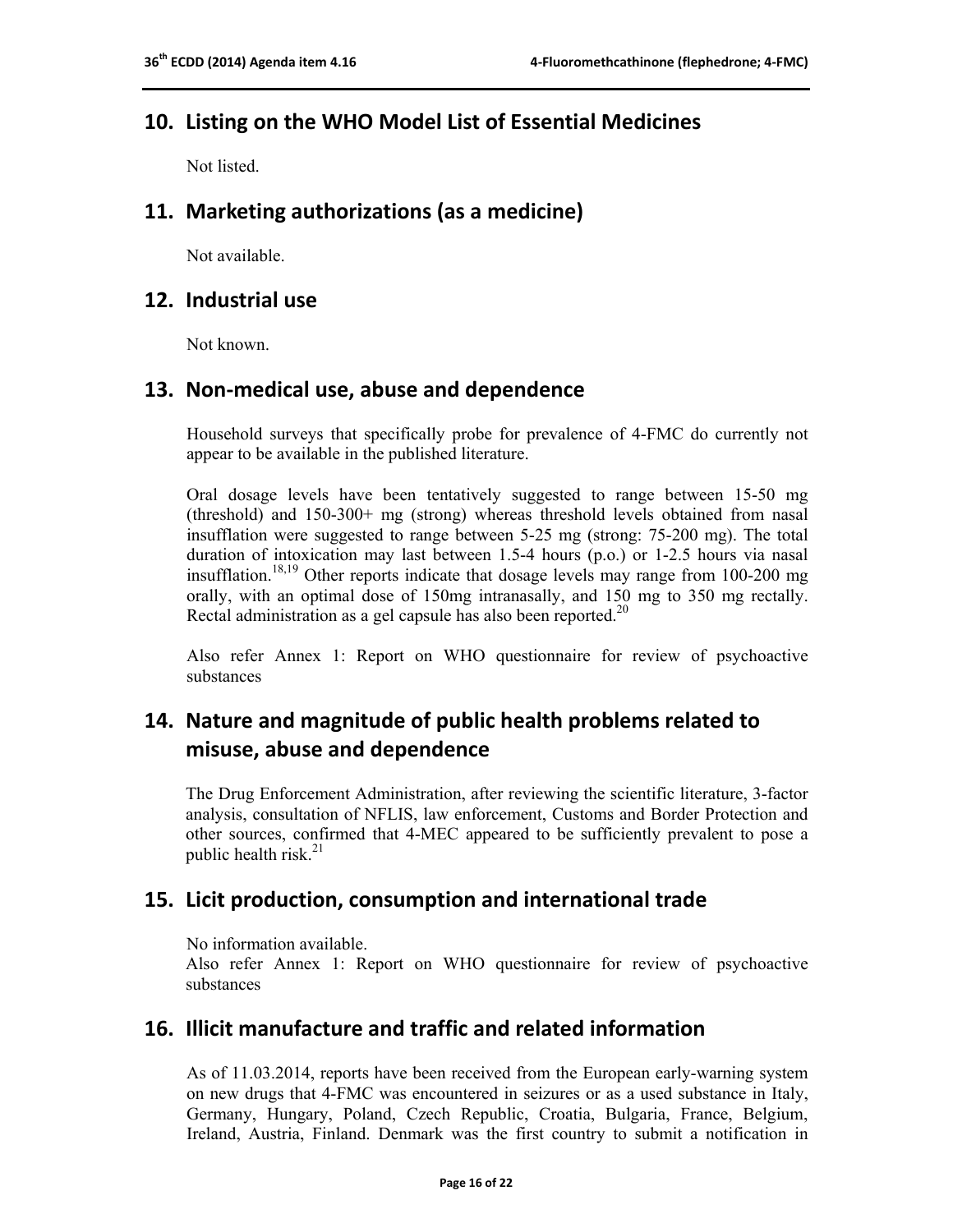## 10. Listing on the WHO Model List of Essential Medicines

Not listed.

## 11. Marketing authorizations (as a medicine)

Not available.

## 12. Industrial use

Not known.

## 13. Non-medical use, abuse and dependence

Household surveys that specifically probe for prevalence of 4-FMC do currently not appear to be available in the published literature.

Oral dosage levels have been tentatively suggested to range between 15-50 mg (threshold) and 150-300+ mg (strong) whereas threshold levels obtained from nasal insufflation were suggested to range between 5-25 mg (strong: 75-200 mg). The total duration of intoxication may last between 1.5-4 hours (p.o.) or 1-2.5 hours via nasal insufflation.[18,19] Other reports indicate that dosage levels may range from 100-200 mg orally, with an optimal dose of 150mg intranasally, and 150 mg to 350 mg rectally. Rectal administration as a gel capsule has also been reported.[20]

Also refer Annex 1: Report on WHO questionnaire for review of psychoactive substances

## 14. Nature and magnitude of public health problems related to misuse, abuse and dependence

The Drug Enforcement Administration, after reviewing the scientific literature, 3-factor analysis, consultation of NFLIS, law enforcement, Customs and Border Protection and other sources, confirmed that 4-MEC appeared to be sufficiently prevalent to pose a public health risk.[21]

## 15. Licit production, consumption and international trade

No information available.
Also refer Annex 1: Report on WHO questionnaire for review of psychoactive substances

## 16. Illicit manufacture and traffic and related information

As of 11.03.2014, reports have been received from the European early-warning system on new drugs that 4-FMC was encountered in seizures or as a used substance in Italy, Germany, Hungary, Poland, Czech Republic, Croatia, Bulgaria, France, Belgium, Ireland, Austria, Finland. Denmark was the first country to submit a notification in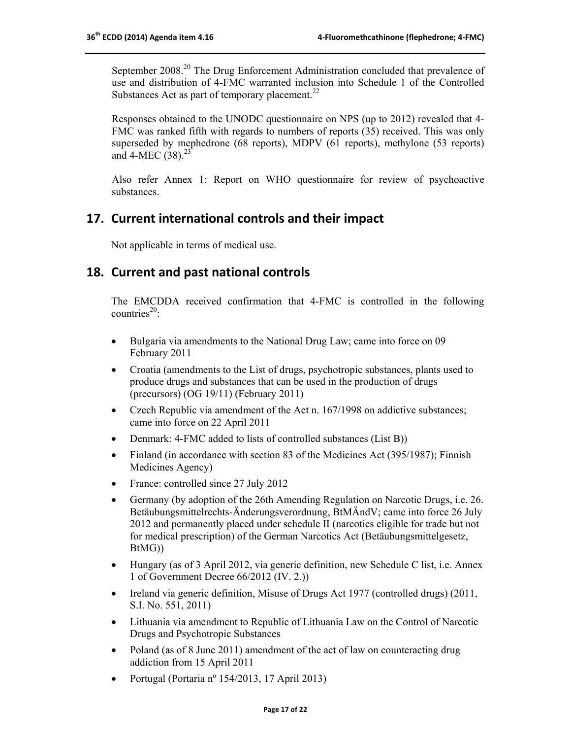September 2008.[20] The Drug Enforcement Administration concluded that prevalence of use and distribution of 4-FMC warranted inclusion into Schedule 1 of the Controlled Substances Act as part of temporary placement.[22]

Responses obtained to the UNODC questionnaire on NPS (up to 2012) revealed that 4-FMC was ranked fifth with regards to numbers of reports (35) received. This was only superseded by mephedrone (68 reports), MDPV (61 reports), methylone (53 reports) and 4-MEC (38).[23]

Also refer Annex 1: Report on WHO questionnaire for review of psychoactive substances.

## 17. Current international controls and their impact

Not applicable in terms of medical use.

## 18. Current and past national controls

The EMCDDA received confirmation that 4-FMC is controlled in the following countries[20]:

- Bulgaria via amendments to the National Drug Law; came into force on 09 February 2011
- Croatia (amendments to the List of drugs, psychotropic substances, plants used to produce drugs and substances that can be used in the production of drugs (precursors) (OG 19/11) (February 2011)
- Czech Republic via amendment of the Act n. 167/1998 on addictive substances; came into force on 22 April 2011
- Denmark: 4-FMC added to lists of controlled substances (List B))
- Finland (in accordance with section 83 of the Medicines Act (395/1987); Finnish Medicines Agency)
- France: controlled since 27 July 2012
- Germany (by adoption of the 26th Amending Regulation on Narcotic Drugs, i.e. 26. Betäubungsmittelrechts-Änderungsverordnung, BtMÄndV; came into force 26 July 2012 and permanently placed under schedule II (narcotics eligible for trade but not for medical prescription) of the German Narcotics Act (Betäubungsmittelgesetz, BtMG))
- Hungary (as of 3 April 2012, via generic definition, new Schedule C list, i.e. Annex 1 of Government Decree 66/2012 (IV. 2.))
- Ireland via generic definition, Misuse of Drugs Act 1977 (controlled drugs) (2011, S.I. No. 551, 2011)
- Lithuania via amendment to Republic of Lithuania Law on the Control of Narcotic Drugs and Psychotropic Substances
- Poland (as of 8 June 2011) amendment of the act of law on counteracting drug addiction from 15 April 2011
- Portugal (Portaria nº 154/2013, 17 April 2013)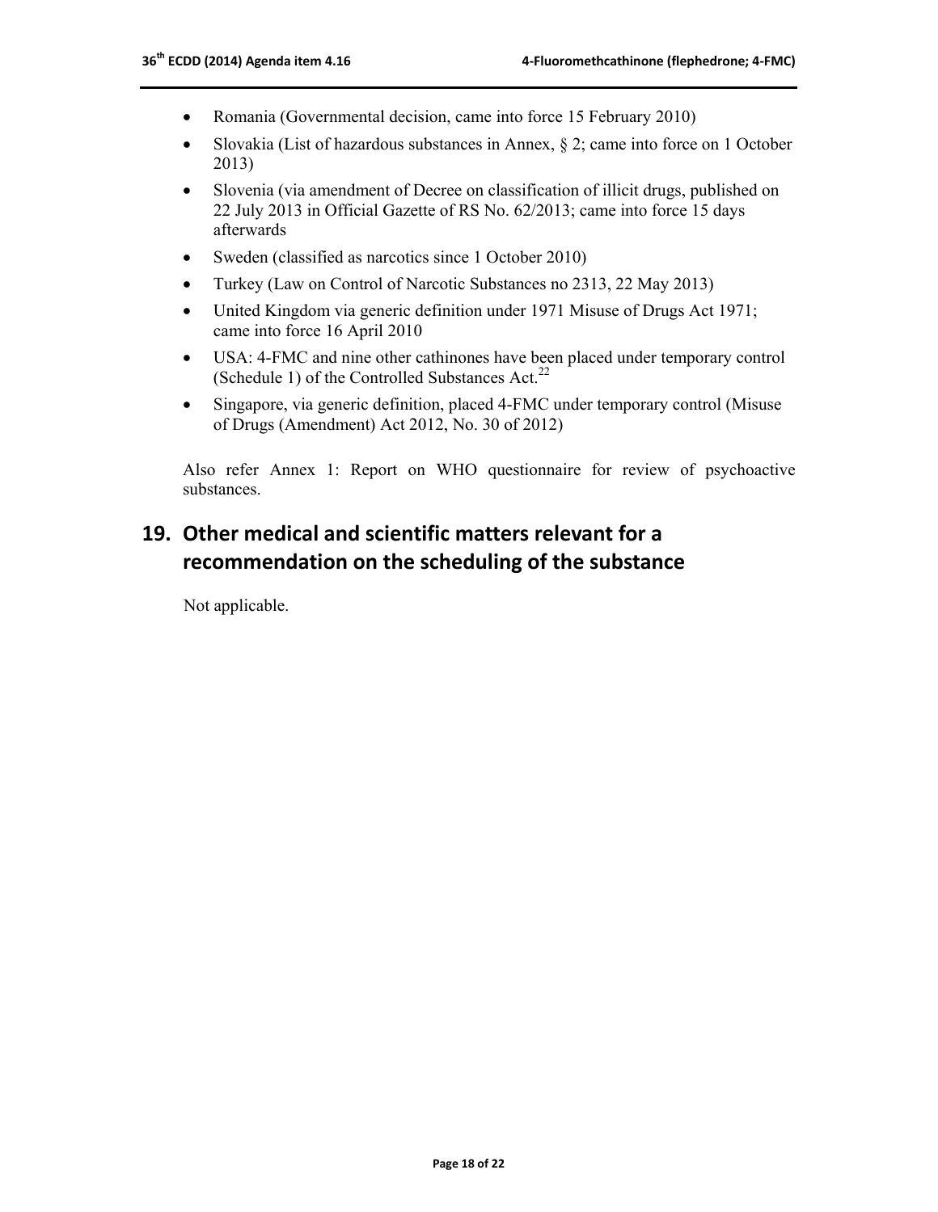- Romania (Governmental decision, came into force 15 February 2010)
- Slovakia (List of hazardous substances in Annex, § 2; came into force on 1 October 2013)
- Slovenia (via amendment of Decree on classification of illicit drugs, published on 22 July 2013 in Official Gazette of RS No. 62/2013; came into force 15 days afterwards
- Sweden (classified as narcotics since 1 October 2010)
- Turkey (Law on Control of Narcotic Substances no 2313, 22 May 2013)
- United Kingdom via generic definition under 1971 Misuse of Drugs Act 1971; came into force 16 April 2010
- USA: 4-FMC and nine other cathinones have been placed under temporary control (Schedule 1) of the Controlled Substances Act.[22]
- Singapore, via generic definition, placed 4-FMC under temporary control (Misuse of Drugs (Amendment) Act 2012, No. 30 of 2012)

Also refer Annex 1: Report on WHO questionnaire for review of psychoactive substances.

## 19. Other medical and scientific matters relevant for a recommendation on the scheduling of the substance

Not applicable.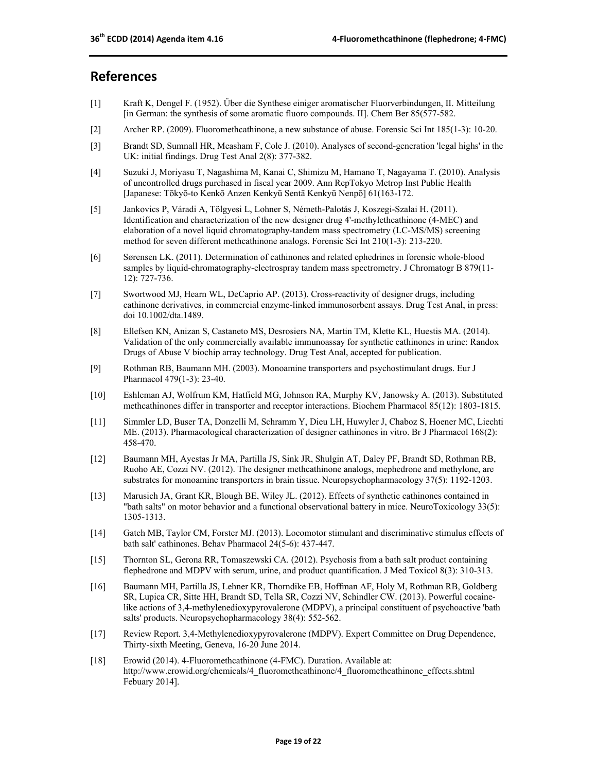# References

[1] Kraft K, Dengel F. (1952). Über die Synthese einiger aromatischer Fluorverbindungen, II. Mitteilung [in German: the synthesis of some aromatic fluoro compounds. II]. Chem Ber 85(577-582.

[2] Archer RP. (2009). Fluoromethcathinone, a new substance of abuse. Forensic Sci Int 185(1-3): 10-20.

[3] Brandt SD, Sumnall HR, Measham F, Cole J. (2010). Analyses of second-generation 'legal highs' in the UK: initial findings. Drug Test Anal 2(8): 377-382.

[4] Suzuki J, Moriyasu T, Nagashima M, Kanai C, Shimizu M, Hamano T, Nagayama T. (2010). Analysis of uncontrolled drugs purchased in fiscal year 2009. Ann RepTokyo Metrop Inst Public Health [Japanese: Tōkyō-to Kenkō Anzen Kenkyū Sentā Kenkyū Nenpō] 61(163-172.

[5] Jankovics P, Váradi A, Tölgyesi L, Lohner S, Németh-Palotás J, Koszegi-Szalai H. (2011). Identification and characterization of the new designer drug 4'-methylethcathinone (4-MEC) and elaboration of a novel liquid chromatography-tandem mass spectrometry (LC-MS/MS) screening method for seven different methcathinone analogs. Forensic Sci Int 210(1-3): 213-220.

[6] Sørensen LK. (2011). Determination of cathinones and related ephedrines in forensic whole-blood samples by liquid-chromatography-electrospray tandem mass spectrometry. J Chromatogr B 879(11-12): 727-736.

[7] Swortwood MJ, Hearn WL, DeCaprio AP. (2013). Cross-reactivity of designer drugs, including cathinone derivatives, in commercial enzyme-linked immunosorbent assays. Drug Test Anal, in press: doi 10.1002/dta.1489.

[8] Ellefsen KN, Anizan S, Castaneto MS, Desrosiers NA, Martin TM, Klette KL, Huestis MA. (2014). Validation of the only commercially available immunoassay for synthetic cathinones in urine: Randox Drugs of Abuse V biochip array technology. Drug Test Anal, accepted for publication.

[9] Rothman RB, Baumann MH. (2003). Monoamine transporters and psychostimulant drugs. Eur J Pharmacol 479(1-3): 23-40.

[10] Eshleman AJ, Wolfrum KM, Hatfield MG, Johnson RA, Murphy KV, Janowsky A. (2013). Substituted methcathinones differ in transporter and receptor interactions. Biochem Pharmacol 85(12): 1803-1815.

[11] Simmler LD, Buser TA, Donzelli M, Schramm Y, Dieu LH, Huwyler J, Chaboz S, Hoener MC, Liechti ME. (2013). Pharmacological characterization of designer cathinones in vitro. Br J Pharmacol 168(2): 458-470.

[12] Baumann MH, Ayestas Jr MA, Partilla JS, Sink JR, Shulgin AT, Daley PF, Brandt SD, Rothman RB, Ruoho AE, Cozzi NV. (2012). The designer methcathinone analogs, mephedrone and methylone, are substrates for monoamine transporters in brain tissue. Neuropsychopharmacology 37(5): 1192-1203.

[13] Marusich JA, Grant KR, Blough BE, Wiley JL. (2012). Effects of synthetic cathinones contained in "bath salts" on motor behavior and a functional observational battery in mice. NeuroToxicology 33(5): 1305-1313.

[14] Gatch MB, Taylor CM, Forster MJ. (2013). Locomotor stimulant and discriminative stimulus effects of bath salt' cathinones. Behav Pharmacol 24(5-6): 437-447.

[15] Thornton SL, Gerona RR, Tomaszewski CA. (2012). Psychosis from a bath salt product containing flephedrone and MDPV with serum, urine, and product quantification. J Med Toxicol 8(3): 310-313.

[16] Baumann MH, Partilla JS, Lehner KR, Thorndike EB, Hoffman AF, Holy M, Rothman RB, Goldberg SR, Lupica CR, Sitte HH, Brandt SD, Tella SR, Cozzi NV, Schindler CW. (2013). Powerful cocaine-like actions of 3,4-methylenedioxypyrovalerone (MDPV), a principal constituent of psychoactive 'bath salts' products. Neuropsychopharmacology 38(4): 552-562.

[17] Review Report. 3,4-Methylenedioxypyrovalerone (MDPV). Expert Committee on Drug Dependence, Thirty-sixth Meeting, Geneva, 16-20 June 2014.

[18] Erowid (2014). 4-Fluoromethcathinone (4-FMC). Duration. Available at: http://www.erowid.org/chemicals/4_fluoromethcathinone/4_fluoromethcathinone_effects.shtml Febuary 2014].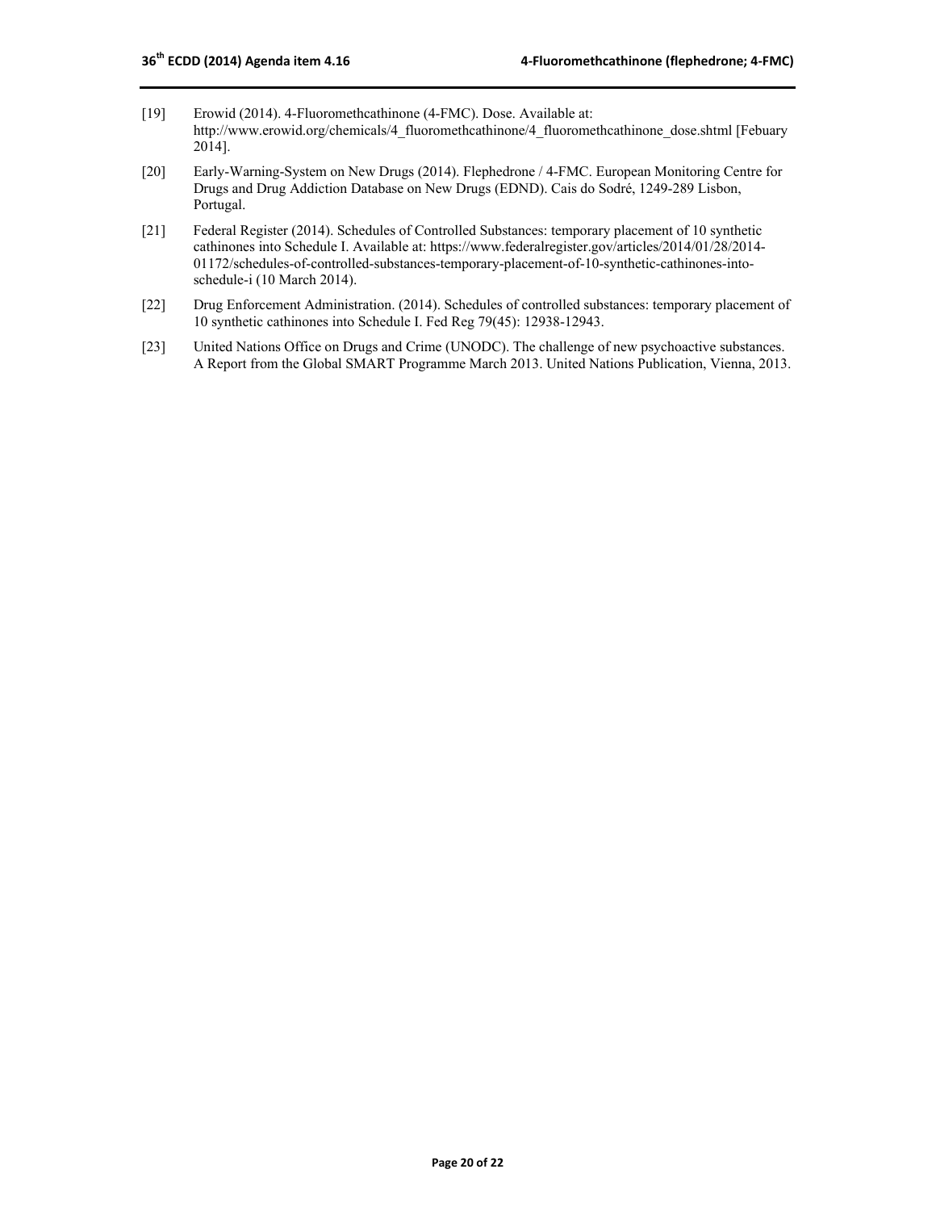[19] Erowid (2014). 4-Fluoromethcathinone (4-FMC). Dose. Available at: http://www.erowid.org/chemicals/4_fluoromethcathinone/4_fluoromethcathinone_dose.shtml [Febuary 2014].

[20] Early-Warning-System on New Drugs (2014). Flephedrone / 4-FMC. European Monitoring Centre for Drugs and Drug Addiction Database on New Drugs (EDND). Cais do Sodré, 1249-289 Lisbon, Portugal.

[21] Federal Register (2014). Schedules of Controlled Substances: temporary placement of 10 synthetic cathinones into Schedule I. Available at: https://www.federalregister.gov/articles/2014/01/28/2014-01172/schedules-of-controlled-substances-temporary-placement-of-10-synthetic-cathinones-into-schedule-i (10 March 2014).

[22] Drug Enforcement Administration. (2014). Schedules of controlled substances: temporary placement of 10 synthetic cathinones into Schedule I. Fed Reg 79(45): 12938-12943.

[23] United Nations Office on Drugs and Crime (UNODC). The challenge of new psychoactive substances. A Report from the Global SMART Programme March 2013. United Nations Publication, Vienna, 2013.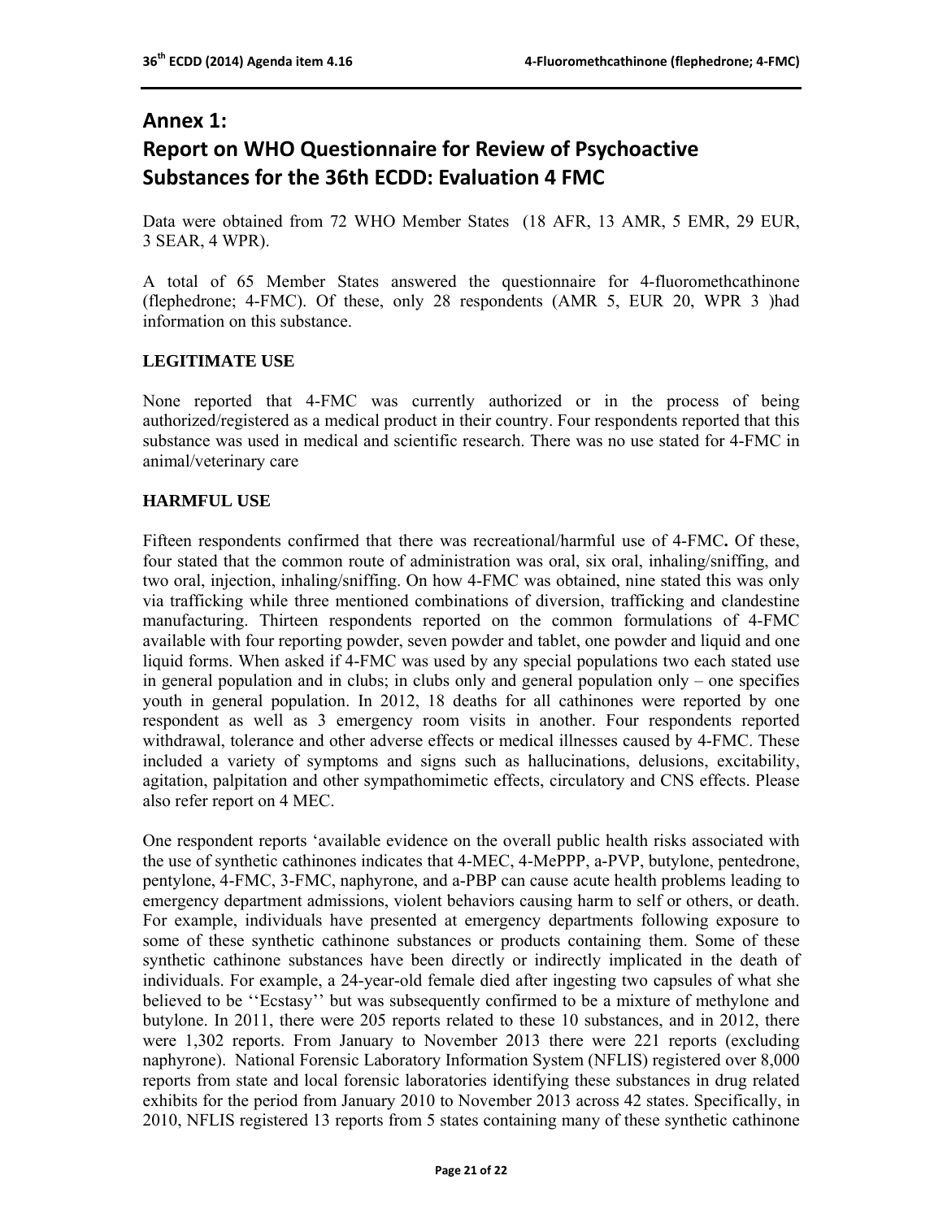# Annex 1: Report on WHO Questionnaire for Review of Psychoactive Substances for the 36th ECDD: Evaluation 4 FMC

Data were obtained from 72 WHO Member States (18 AFR, 13 AMR, 5 EMR, 29 EUR, 3 SEAR, 4 WPR).

A total of 65 Member States answered the questionnaire for 4-fluoromethcathinone (flephedrone; 4-FMC). Of these, only 28 respondents (AMR 5, EUR 20, WPR 3 )had information on this substance.

**LEGITIMATE USE**

None reported that 4-FMC was currently authorized or in the process of being authorized/registered as a medical product in their country. Four respondents reported that this substance was used in medical and scientific research. There was no use stated for 4-FMC in animal/veterinary care

**HARMFUL USE**

Fifteen respondents confirmed that there was recreational/harmful use of 4-FMC**.** Of these, four stated that the common route of administration was oral, six oral, inhaling/sniffing, and two oral, injection, inhaling/sniffing. On how 4-FMC was obtained, nine stated this was only via trafficking while three mentioned combinations of diversion, trafficking and clandestine manufacturing. Thirteen respondents reported on the common formulations of 4-FMC available with four reporting powder, seven powder and tablet, one powder and liquid and one liquid forms. When asked if 4-FMC was used by any special populations two each stated use in general population and in clubs; in clubs only and general population only – one specifies youth in general population. In 2012, 18 deaths for all cathinones were reported by one respondent as well as 3 emergency room visits in another. Four respondents reported withdrawal, tolerance and other adverse effects or medical illnesses caused by 4-FMC. These included a variety of symptoms and signs such as hallucinations, delusions, excitability, agitation, palpitation and other sympathomimetic effects, circulatory and CNS effects. Please also refer report on 4 MEC.

One respondent reports 'available evidence on the overall public health risks associated with the use of synthetic cathinones indicates that 4-MEC, 4-MePPP, a-PVP, butylone, pentedrone, pentylone, 4-FMC, 3-FMC, naphyrone, and a-PBP can cause acute health problems leading to emergency department admissions, violent behaviors causing harm to self or others, or death. For example, individuals have presented at emergency departments following exposure to some of these synthetic cathinone substances or products containing them. Some of these synthetic cathinone substances have been directly or indirectly implicated in the death of individuals. For example, a 24-year-old female died after ingesting two capsules of what she believed to be ''Ecstasy'' but was subsequently confirmed to be a mixture of methylone and butylone. In 2011, there were 205 reports related to these 10 substances, and in 2012, there were 1,302 reports. From January to November 2013 there were 221 reports (excluding naphyrone). National Forensic Laboratory Information System (NFLIS) registered over 8,000 reports from state and local forensic laboratories identifying these substances in drug related exhibits for the period from January 2010 to November 2013 across 42 states. Specifically, in 2010, NFLIS registered 13 reports from 5 states containing many of these synthetic cathinone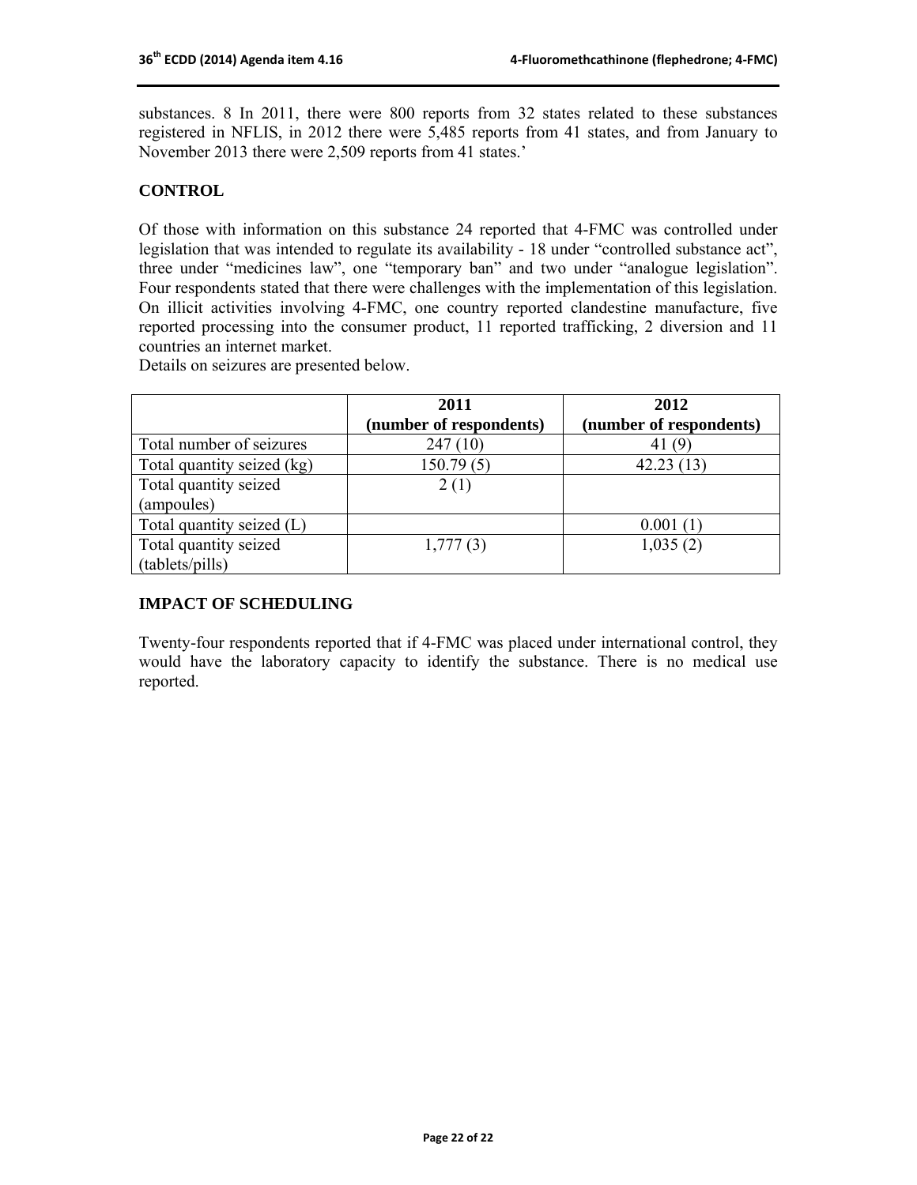substances. 8 In 2011, there were 800 reports from 32 states related to these substances registered in NFLIS, in 2012 there were 5,485 reports from 41 states, and from January to November 2013 there were 2,509 reports from 41 states.'

## CONTROL

Of those with information on this substance 24 reported that 4-FMC was controlled under legislation that was intended to regulate its availability - 18 under "controlled substance act", three under "medicines law", one "temporary ban" and two under "analogue legislation". Four respondents stated that there were challenges with the implementation of this legislation. On illicit activities involving 4-FMC, one country reported clandestine manufacture, five reported processing into the consumer product, 11 reported trafficking, 2 diversion and 11 countries an internet market.
Details on seizures are presented below.

| | 2011 (number of respondents) | 2012 (number of respondents) |
|---|---|---|
| Total number of seizures | 247 (10) | 41 (9) |
| Total quantity seized (kg) | 150.79 (5) | 42.23 (13) |
| Total quantity seized (ampoules) | 2 (1) | |
| Total quantity seized (L) | | 0.001 (1) |
| Total quantity seized (tablets/pills) | 1,777 (3) | 1,035 (2) |

## IMPACT OF SCHEDULING

Twenty-four respondents reported that if 4-FMC was placed under international control, they would have the laboratory capacity to identify the substance. There is no medical use reported.